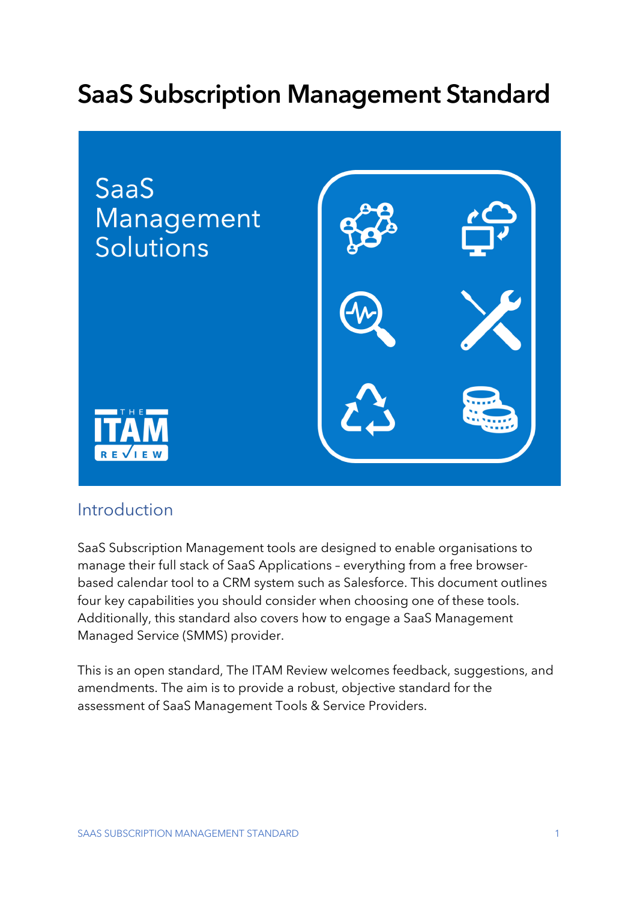# SaaS Subscription Management Standard

SaaS Management Solutions

## Introduction

SaaS Subscription Management tools are designed to enable organisations to manage their full stack of SaaS Applications – everything from a free browser-based calendar tool to a CRM system such as Salesforce. This document outlines four key capabilities you should consider when choosing one of these tools. Additionally, this standard also covers how to engage a SaaS Management Managed Service (SMMS) provider.

This is an open standard, The ITAM Review welcomes feedback, suggestions, and amendments. The aim is to provide a robust, objective standard for the assessment of SaaS Management Tools & Service Providers.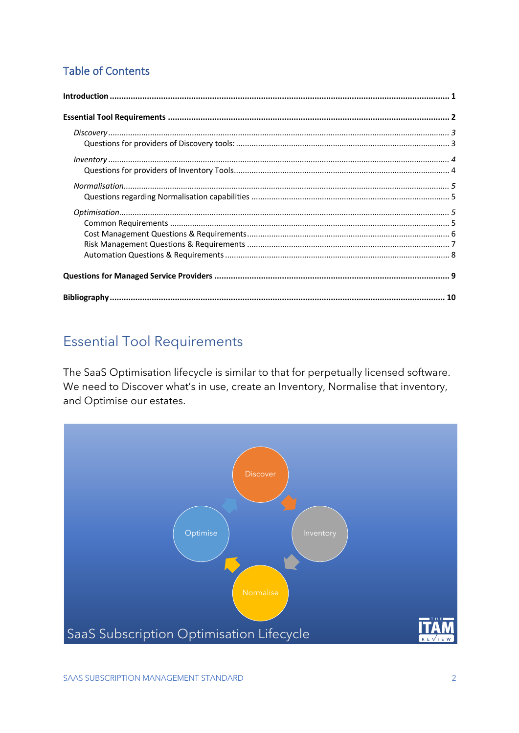## Table of Contents

**Introduction** ............................................................ **1**

**Essential Tool Requirements** ............................................................ **2**

*Discovery* ............................................................ *3*

Questions for providers of Discovery tools: ............................................................ 3

*Inventory* ............................................................ *4*

Questions for providers of Inventory Tools ............................................................ 4

*Normalisation* ............................................................ *5*

Questions regarding Normalisation capabilities ............................................................ 5

*Optimisation* ............................................................ *5*

Common Requirements ............................................................ 5

Cost Management Questions & Requirements ............................................................ 6

Risk Management Questions & Requirements ............................................................ 7

Automation Questions & Requirements ............................................................ 8

**Questions for Managed Service Providers** ............................................................ **9**

**Bibliography** ............................................................ **10**

# Essential Tool Requirements

The SaaS Optimisation lifecycle is similar to that for perpetually licensed software. We need to Discover what's in use, create an Inventory, Normalise that inventory, and Optimise our estates.

Discover → Inventory → Normalise → Optimise

SaaS Subscription Optimisation Lifecycle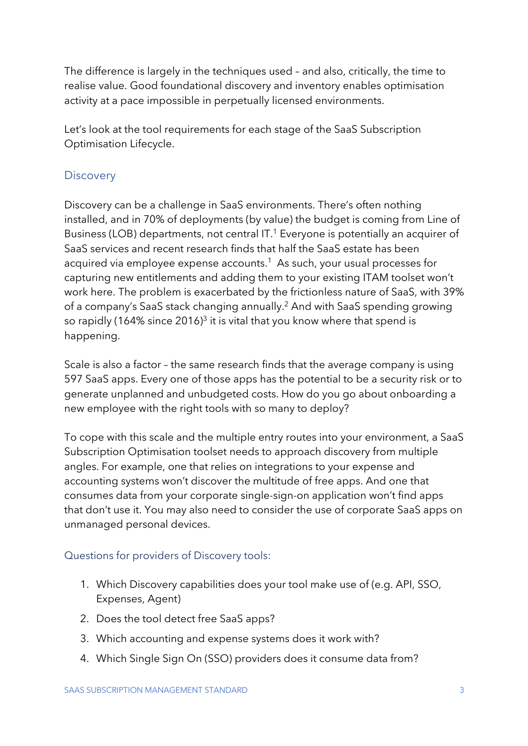The difference is largely in the techniques used – and also, critically, the time to realise value. Good foundational discovery and inventory enables optimisation activity at a pace impossible in perpetually licensed environments.

Let's look at the tool requirements for each stage of the SaaS Subscription Optimisation Lifecycle.

## Discovery

Discovery can be a challenge in SaaS environments. There's often nothing installed, and in 70% of deployments (by value) the budget is coming from Line of Business (LOB) departments, not central IT.[1] Everyone is potentially an acquirer of SaaS services and recent research finds that half the SaaS estate has been acquired via employee expense accounts.[1] As such, your usual processes for capturing new entitlements and adding them to your existing ITAM toolset won't work here. The problem is exacerbated by the frictionless nature of SaaS, with 39% of a company's SaaS stack changing annually.[2] And with SaaS spending growing so rapidly (164% since 2016)[3] it is vital that you know where that spend is happening.

Scale is also a factor – the same research finds that the average company is using 597 SaaS apps. Every one of those apps has the potential to be a security risk or to generate unplanned and unbudgeted costs. How do you go about onboarding a new employee with the right tools with so many to deploy?

To cope with this scale and the multiple entry routes into your environment, a SaaS Subscription Optimisation toolset needs to approach discovery from multiple angles. For example, one that relies on integrations to your expense and accounting systems won't discover the multitude of free apps. And one that consumes data from your corporate single-sign-on application won't find apps that don't use it. You may also need to consider the use of corporate SaaS apps on unmanaged personal devices.

### Questions for providers of Discovery tools:

1. Which Discovery capabilities does your tool make use of (e.g. API, SSO, Expenses, Agent)
2. Does the tool detect free SaaS apps?
3. Which accounting and expense systems does it work with?
4. Which Single Sign On (SSO) providers does it consume data from?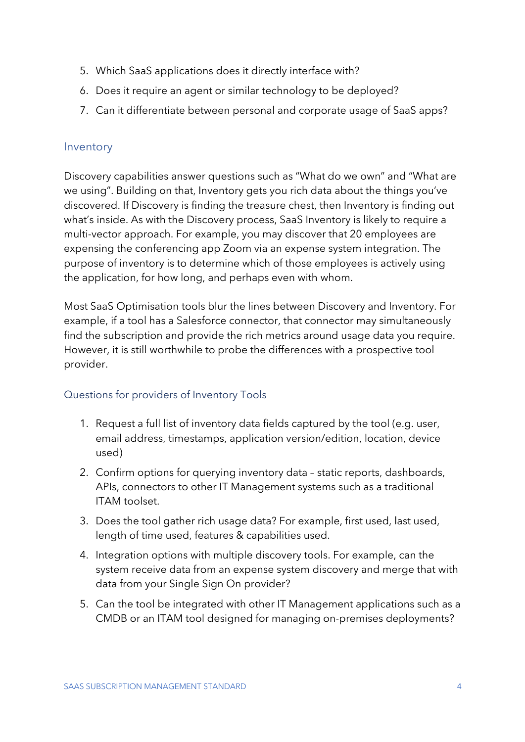5. Which SaaS applications does it directly interface with?
6. Does it require an agent or similar technology to be deployed?
7. Can it differentiate between personal and corporate usage of SaaS apps?

## Inventory

Discovery capabilities answer questions such as "What do we own" and "What are we using". Building on that, Inventory gets you rich data about the things you've discovered. If Discovery is finding the treasure chest, then Inventory is finding out what's inside. As with the Discovery process, SaaS Inventory is likely to require a multi-vector approach. For example, you may discover that 20 employees are expensing the conferencing app Zoom via an expense system integration. The purpose of inventory is to determine which of those employees is actively using the application, for how long, and perhaps even with whom.

Most SaaS Optimisation tools blur the lines between Discovery and Inventory. For example, if a tool has a Salesforce connector, that connector may simultaneously find the subscription and provide the rich metrics around usage data you require. However, it is still worthwhile to probe the differences with a prospective tool provider.

### Questions for providers of Inventory Tools

1. Request a full list of inventory data fields captured by the tool (e.g. user, email address, timestamps, application version/edition, location, device used)
2. Confirm options for querying inventory data – static reports, dashboards, APIs, connectors to other IT Management systems such as a traditional ITAM toolset.
3. Does the tool gather rich usage data? For example, first used, last used, length of time used, features & capabilities used.
4. Integration options with multiple discovery tools. For example, can the system receive data from an expense system discovery and merge that with data from your Single Sign On provider?
5. Can the tool be integrated with other IT Management applications such as a CMDB or an ITAM tool designed for managing on-premises deployments?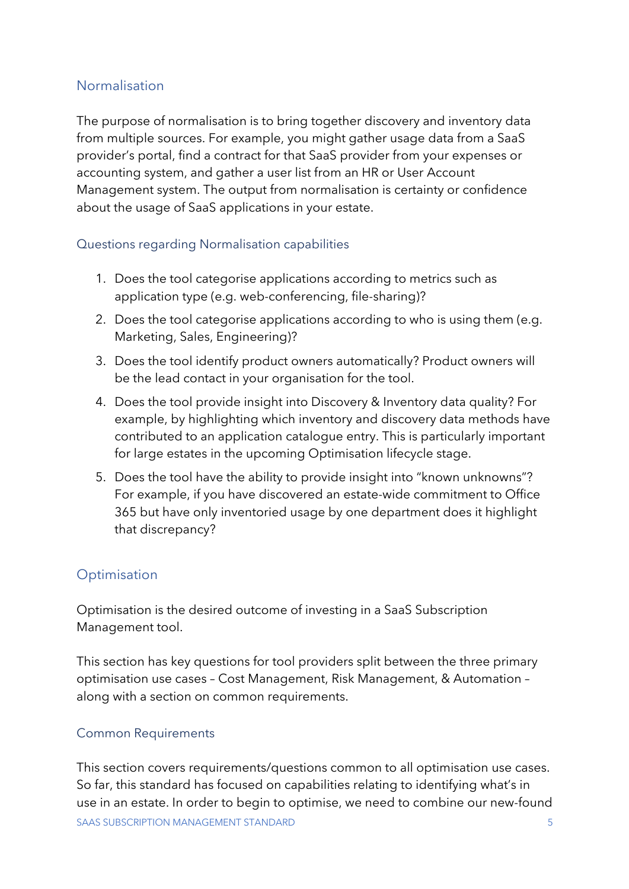## Normalisation

The purpose of normalisation is to bring together discovery and inventory data from multiple sources. For example, you might gather usage data from a SaaS provider's portal, find a contract for that SaaS provider from your expenses or accounting system, and gather a user list from an HR or User Account Management system. The output from normalisation is certainty or confidence about the usage of SaaS applications in your estate.

### Questions regarding Normalisation capabilities

1. Does the tool categorise applications according to metrics such as application type (e.g. web-conferencing, file-sharing)?
2. Does the tool categorise applications according to who is using them (e.g. Marketing, Sales, Engineering)?
3. Does the tool identify product owners automatically? Product owners will be the lead contact in your organisation for the tool.
4. Does the tool provide insight into Discovery & Inventory data quality? For example, by highlighting which inventory and discovery data methods have contributed to an application catalogue entry. This is particularly important for large estates in the upcoming Optimisation lifecycle stage.
5. Does the tool have the ability to provide insight into "known unknowns"? For example, if you have discovered an estate-wide commitment to Office 365 but have only inventoried usage by one department does it highlight that discrepancy?

## Optimisation

Optimisation is the desired outcome of investing in a SaaS Subscription Management tool.

This section has key questions for tool providers split between the three primary optimisation use cases – Cost Management, Risk Management, & Automation – along with a section on common requirements.

### Common Requirements

This section covers requirements/questions common to all optimisation use cases. So far, this standard has focused on capabilities relating to identifying what's in use in an estate. In order to begin to optimise, we need to combine our new-found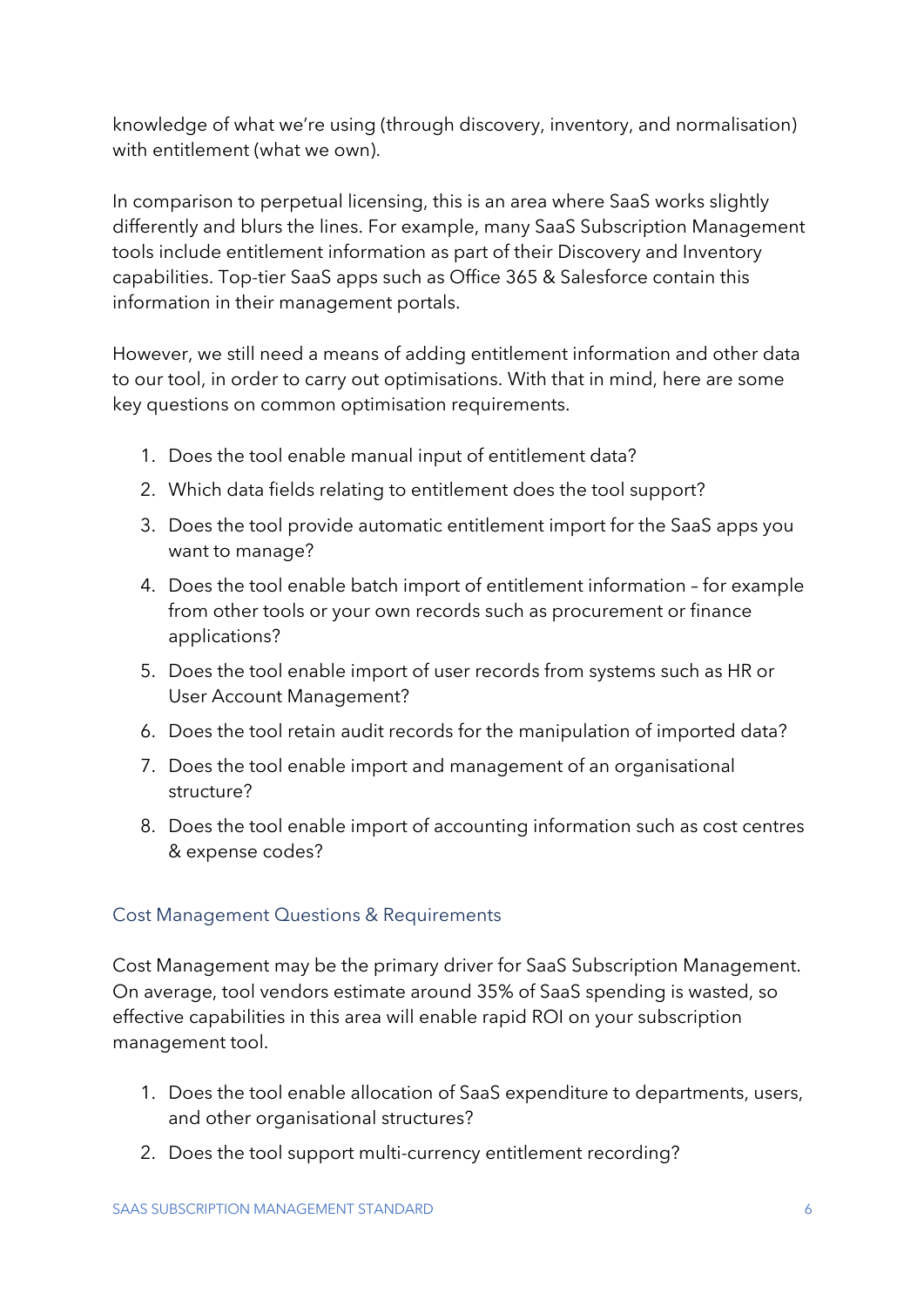knowledge of what we're using (through discovery, inventory, and normalisation) with entitlement (what we own).

In comparison to perpetual licensing, this is an area where SaaS works slightly differently and blurs the lines. For example, many SaaS Subscription Management tools include entitlement information as part of their Discovery and Inventory capabilities. Top-tier SaaS apps such as Office 365 & Salesforce contain this information in their management portals.

However, we still need a means of adding entitlement information and other data to our tool, in order to carry out optimisations. With that in mind, here are some key questions on common optimisation requirements.

1. Does the tool enable manual input of entitlement data?
2. Which data fields relating to entitlement does the tool support?
3. Does the tool provide automatic entitlement import for the SaaS apps you want to manage?
4. Does the tool enable batch import of entitlement information – for example from other tools or your own records such as procurement or finance applications?
5. Does the tool enable import of user records from systems such as HR or User Account Management?
6. Does the tool retain audit records for the manipulation of imported data?
7. Does the tool enable import and management of an organisational structure?
8. Does the tool enable import of accounting information such as cost centres & expense codes?

### Cost Management Questions & Requirements

Cost Management may be the primary driver for SaaS Subscription Management. On average, tool vendors estimate around 35% of SaaS spending is wasted, so effective capabilities in this area will enable rapid ROI on your subscription management tool.

1. Does the tool enable allocation of SaaS expenditure to departments, users, and other organisational structures?
2. Does the tool support multi-currency entitlement recording?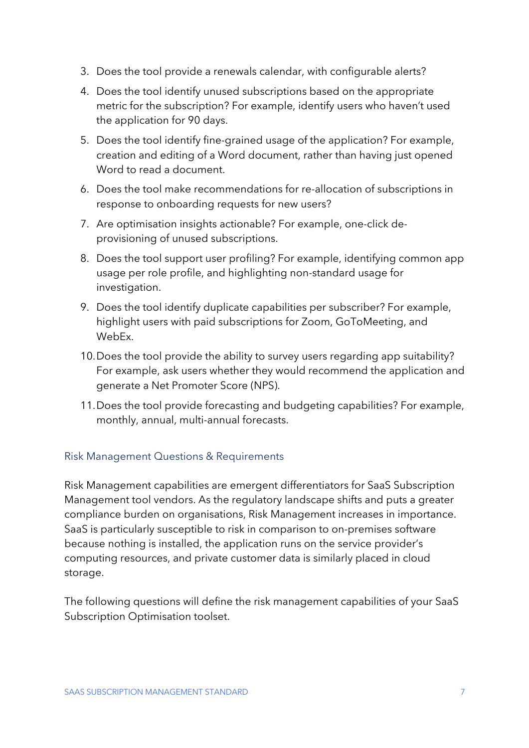3. Does the tool provide a renewals calendar, with configurable alerts?
4. Does the tool identify unused subscriptions based on the appropriate metric for the subscription? For example, identify users who haven't used the application for 90 days.
5. Does the tool identify fine-grained usage of the application? For example, creation and editing of a Word document, rather than having just opened Word to read a document.
6. Does the tool make recommendations for re-allocation of subscriptions in response to onboarding requests for new users?
7. Are optimisation insights actionable? For example, one-click de-provisioning of unused subscriptions.
8. Does the tool support user profiling? For example, identifying common app usage per role profile, and highlighting non-standard usage for investigation.
9. Does the tool identify duplicate capabilities per subscriber? For example, highlight users with paid subscriptions for Zoom, GoToMeeting, and WebEx.
10. Does the tool provide the ability to survey users regarding app suitability? For example, ask users whether they would recommend the application and generate a Net Promoter Score (NPS).
11. Does the tool provide forecasting and budgeting capabilities? For example, monthly, annual, multi-annual forecasts.

### Risk Management Questions & Requirements

Risk Management capabilities are emergent differentiators for SaaS Subscription Management tool vendors. As the regulatory landscape shifts and puts a greater compliance burden on organisations, Risk Management increases in importance. SaaS is particularly susceptible to risk in comparison to on-premises software because nothing is installed, the application runs on the service provider's computing resources, and private customer data is similarly placed in cloud storage.

The following questions will define the risk management capabilities of your SaaS Subscription Optimisation toolset.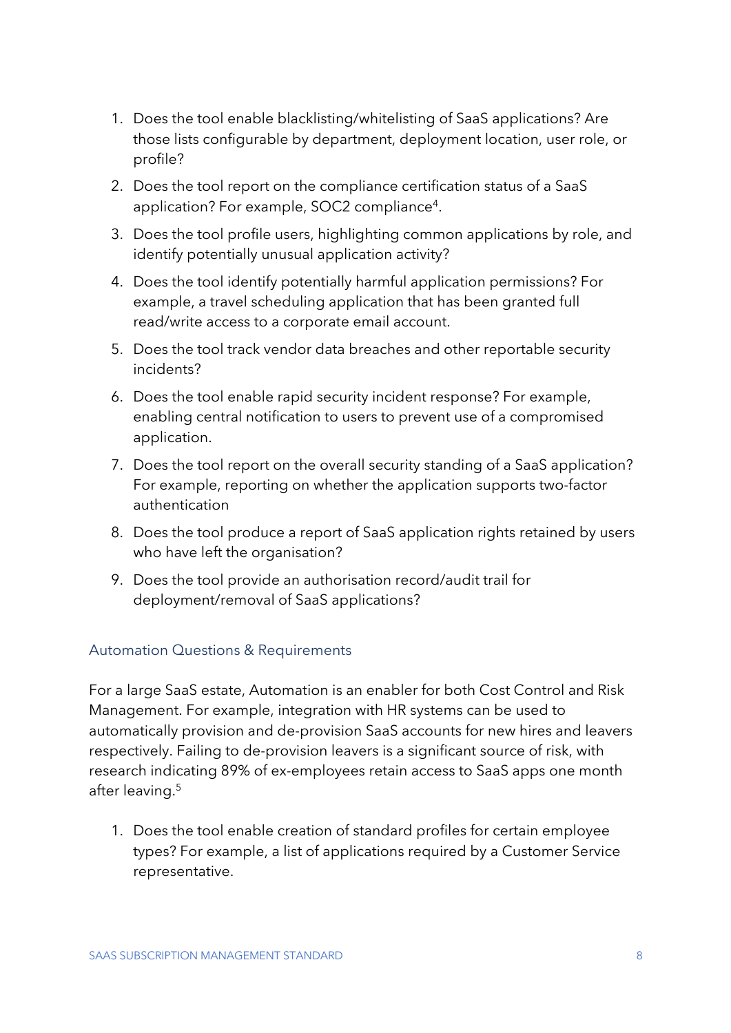1. Does the tool enable blacklisting/whitelisting of SaaS applications? Are those lists configurable by department, deployment location, user role, or profile?
2. Does the tool report on the compliance certification status of a SaaS application? For example, SOC2 compliance[4].
3. Does the tool profile users, highlighting common applications by role, and identify potentially unusual application activity?
4. Does the tool identify potentially harmful application permissions? For example, a travel scheduling application that has been granted full read/write access to a corporate email account.
5. Does the tool track vendor data breaches and other reportable security incidents?
6. Does the tool enable rapid security incident response? For example, enabling central notification to users to prevent use of a compromised application.
7. Does the tool report on the overall security standing of a SaaS application? For example, reporting on whether the application supports two-factor authentication
8. Does the tool produce a report of SaaS application rights retained by users who have left the organisation?
9. Does the tool provide an authorisation record/audit trail for deployment/removal of SaaS applications?

### Automation Questions & Requirements

For a large SaaS estate, Automation is an enabler for both Cost Control and Risk Management. For example, integration with HR systems can be used to automatically provision and de-provision SaaS accounts for new hires and leavers respectively. Failing to de-provision leavers is a significant source of risk, with research indicating 89% of ex-employees retain access to SaaS apps one month after leaving.[5]

1. Does the tool enable creation of standard profiles for certain employee types? For example, a list of applications required by a Customer Service representative.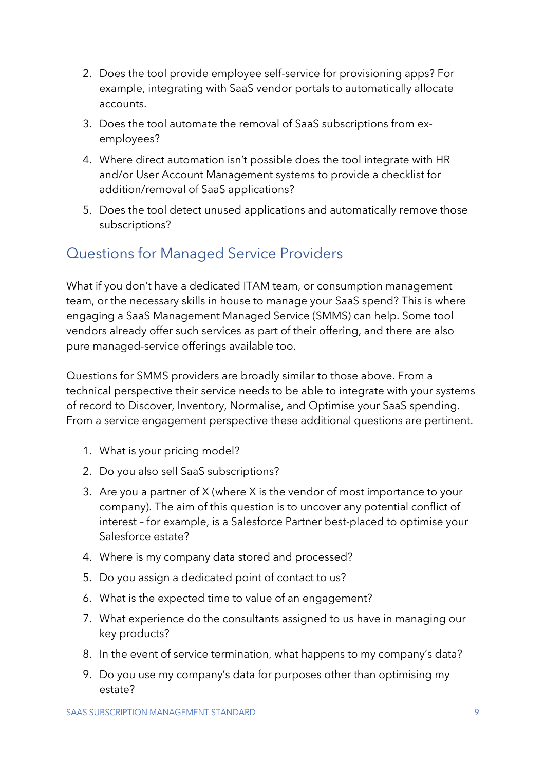2. Does the tool provide employee self-service for provisioning apps? For example, integrating with SaaS vendor portals to automatically allocate accounts.
3. Does the tool automate the removal of SaaS subscriptions from ex-employees?
4. Where direct automation isn't possible does the tool integrate with HR and/or User Account Management systems to provide a checklist for addition/removal of SaaS applications?
5. Does the tool detect unused applications and automatically remove those subscriptions?

## Questions for Managed Service Providers

What if you don't have a dedicated ITAM team, or consumption management team, or the necessary skills in house to manage your SaaS spend? This is where engaging a SaaS Management Managed Service (SMMS) can help. Some tool vendors already offer such services as part of their offering, and there are also pure managed-service offerings available too.

Questions for SMMS providers are broadly similar to those above. From a technical perspective their service needs to be able to integrate with your systems of record to Discover, Inventory, Normalise, and Optimise your SaaS spending. From a service engagement perspective these additional questions are pertinent.

1. What is your pricing model?
2. Do you also sell SaaS subscriptions?
3. Are you a partner of X (where X is the vendor of most importance to your company). The aim of this question is to uncover any potential conflict of interest – for example, is a Salesforce Partner best-placed to optimise your Salesforce estate?
4. Where is my company data stored and processed?
5. Do you assign a dedicated point of contact to us?
6. What is the expected time to value of an engagement?
7. What experience do the consultants assigned to us have in managing our key products?
8. In the event of service termination, what happens to my company's data?
9. Do you use my company's data for purposes other than optimising my estate?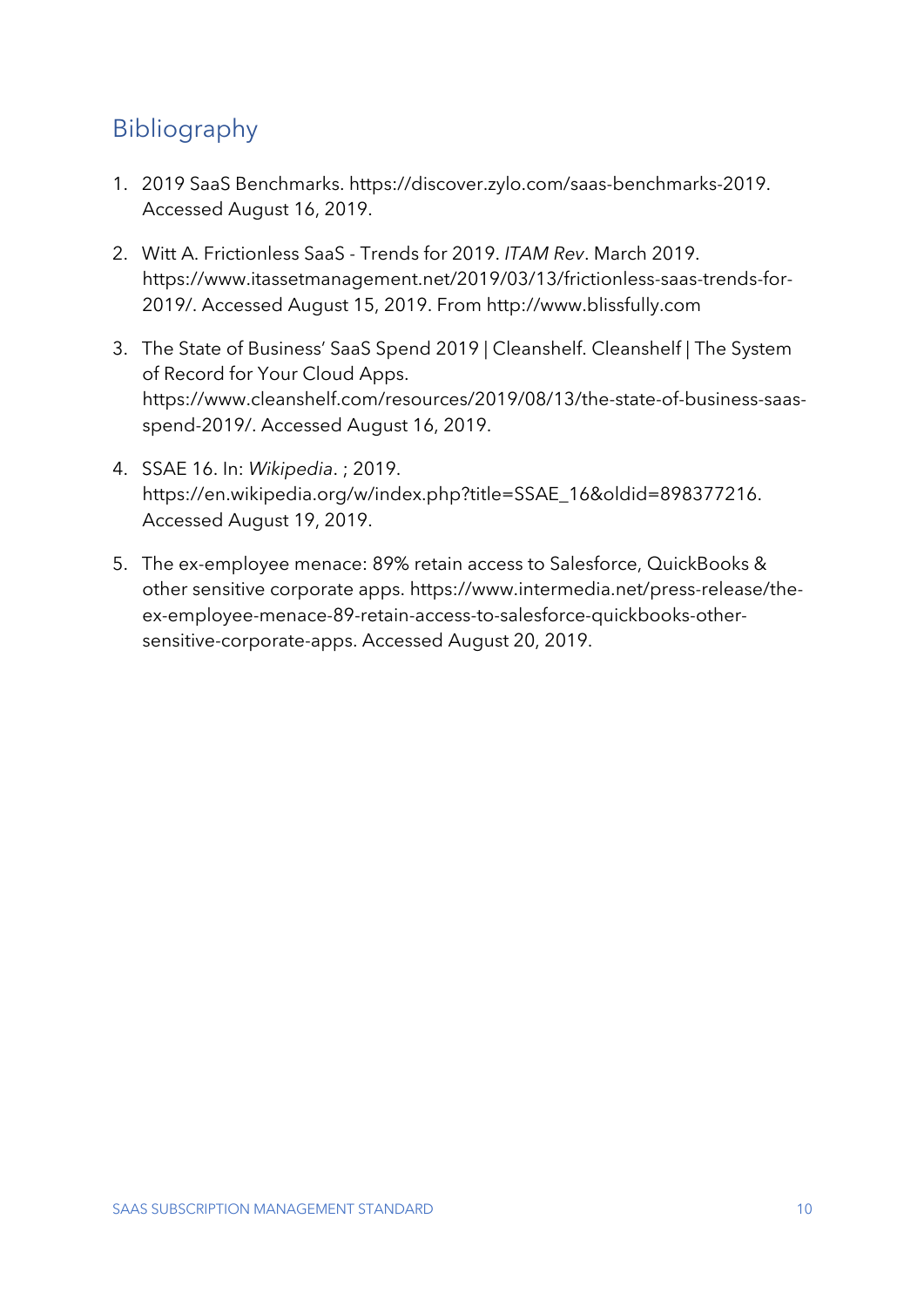## Bibliography

1. 2019 SaaS Benchmarks. https://discover.zylo.com/saas-benchmarks-2019. Accessed August 16, 2019.

2. Witt A. Frictionless SaaS - Trends for 2019. *ITAM Rev*. March 2019. https://www.itassetmanagement.net/2019/03/13/frictionless-saas-trends-for-2019/. Accessed August 15, 2019. From http://www.blissfully.com

3. The State of Business' SaaS Spend 2019 | Cleanshelf. Cleanshelf | The System of Record for Your Cloud Apps. https://www.cleanshelf.com/resources/2019/08/13/the-state-of-business-saas-spend-2019/. Accessed August 16, 2019.

4. SSAE 16. In: *Wikipedia*. ; 2019. https://en.wikipedia.org/w/index.php?title=SSAE_16&oldid=898377216. Accessed August 19, 2019.

5. The ex-employee menace: 89% retain access to Salesforce, QuickBooks & other sensitive corporate apps. https://www.intermedia.net/press-release/the-ex-employee-menace-89-retain-access-to-salesforce-quickbooks-other-sensitive-corporate-apps. Accessed August 20, 2019.